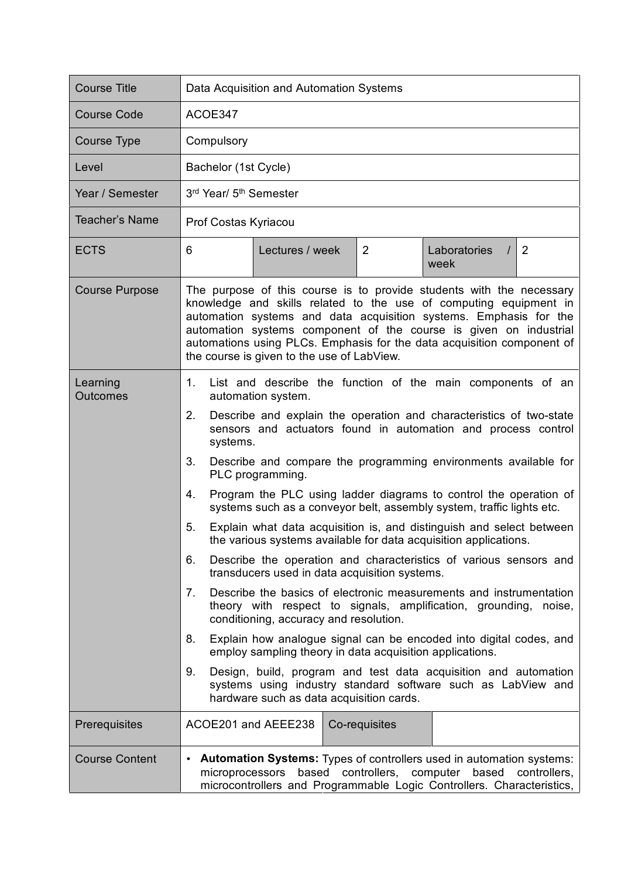| Course Title | Data Acquisition and Automation Systems | | | | |
|---|---|---|---|---|---|
| Course Code | ACOE347 | | | | |
| Course Type | Compulsory | | | | |
| Level | Bachelor (1st Cycle) | | | | |
| Year / Semester | 3rd Year/ 5th Semester | | | | |
| Teacher's Name | Prof Costas Kyriacou | | | | |
| ECTS | 6 | Lectures / week | 2 | Laboratories / week | 2 |
| Course Purpose | The purpose of this course is to provide students with the necessary knowledge and skills related to the use of computing equipment in automation systems and data acquisition systems. Emphasis for the automation systems component of the course is given on industrial automations using PLCs. Emphasis for the data acquisition component of the course is given to the use of LabView. | | | | |
| Learning Outcomes | 1. List and describe the function of the main components of an automation system.<br>2. Describe and explain the operation and characteristics of two-state sensors and actuators found in automation and process control systems.<br>3. Describe and compare the programming environments available for PLC programming.<br>4. Program the PLC using ladder diagrams to control the operation of systems such as a conveyor belt, assembly system, traffic lights etc.<br>5. Explain what data acquisition is, and distinguish and select between the various systems available for data acquisition applications.<br>6. Describe the operation and characteristics of various sensors and transducers used in data acquisition systems.<br>7. Describe the basics of electronic measurements and instrumentation theory with respect to signals, amplification, grounding, noise, conditioning, accuracy and resolution.<br>8. Explain how analogue signal can be encoded into digital codes, and employ sampling theory in data acquisition applications.<br>9. Design, build, program and test data acquisition and automation systems using industry standard software such as LabView and hardware such as data acquisition cards. | | | | |
| Prerequisites | ACOE201 and AEEE238 | Co-requisites | | | |
| Course Content | • **Automation Systems:** Types of controllers used in automation systems: microprocessors based controllers, computer based controllers, microcontrollers and Programmable Logic Controllers. Characteristics, | | | | |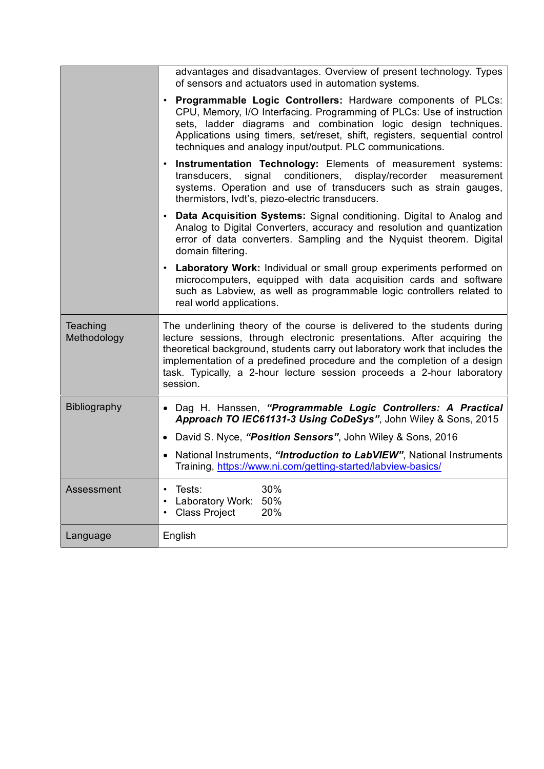| | |
|---|---|
| | advantages and disadvantages. Overview of present technology. Types of sensors and actuators used in automation systems.<br>• **Programmable Logic Controllers:** Hardware components of PLCs: CPU, Memory, I/O Interfacing. Programming of PLCs: Use of instruction sets, ladder diagrams and combination logic design techniques. Applications using timers, set/reset, shift, registers, sequential control techniques and analogy input/output. PLC communications.<br>• **Instrumentation Technology:** Elements of measurement systems: transducers, signal conditioners, display/recorder measurement systems. Operation and use of transducers such as strain gauges, thermistors, lvdt's, piezo-electric transducers.<br>• **Data Acquisition Systems:** Signal conditioning. Digital to Analog and Analog to Digital Converters, accuracy and resolution and quantization error of data converters. Sampling and the Nyquist theorem. Digital domain filtering.<br>• **Laboratory Work:** Individual or small group experiments performed on microcomputers, equipped with data acquisition cards and software such as Labview, as well as programmable logic controllers related to real world applications. |
| Teaching Methodology | The underlining theory of the course is delivered to the students during lecture sessions, through electronic presentations. After acquiring the theoretical background, students carry out laboratory work that includes the implementation of a predefined procedure and the completion of a design task. Typically, a 2-hour lecture session proceeds a 2-hour laboratory session. |
| Bibliography | • Dag H. Hanssen, ***"Programmable Logic Controllers: A Practical Approach TO IEC61131-3 Using CoDeSys"***, John Wiley & Sons, 2015<br>• David S. Nyce, ***"Position Sensors"***, John Wiley & Sons, 2016<br>• National Instruments, ***"Introduction to LabVIEW"***, National Instruments Training, https://www.ni.com/getting-started/labview-basics/ |
| Assessment | • Tests: 30%<br>• Laboratory Work: 50%<br>• Class Project 20% |
| Language | English |